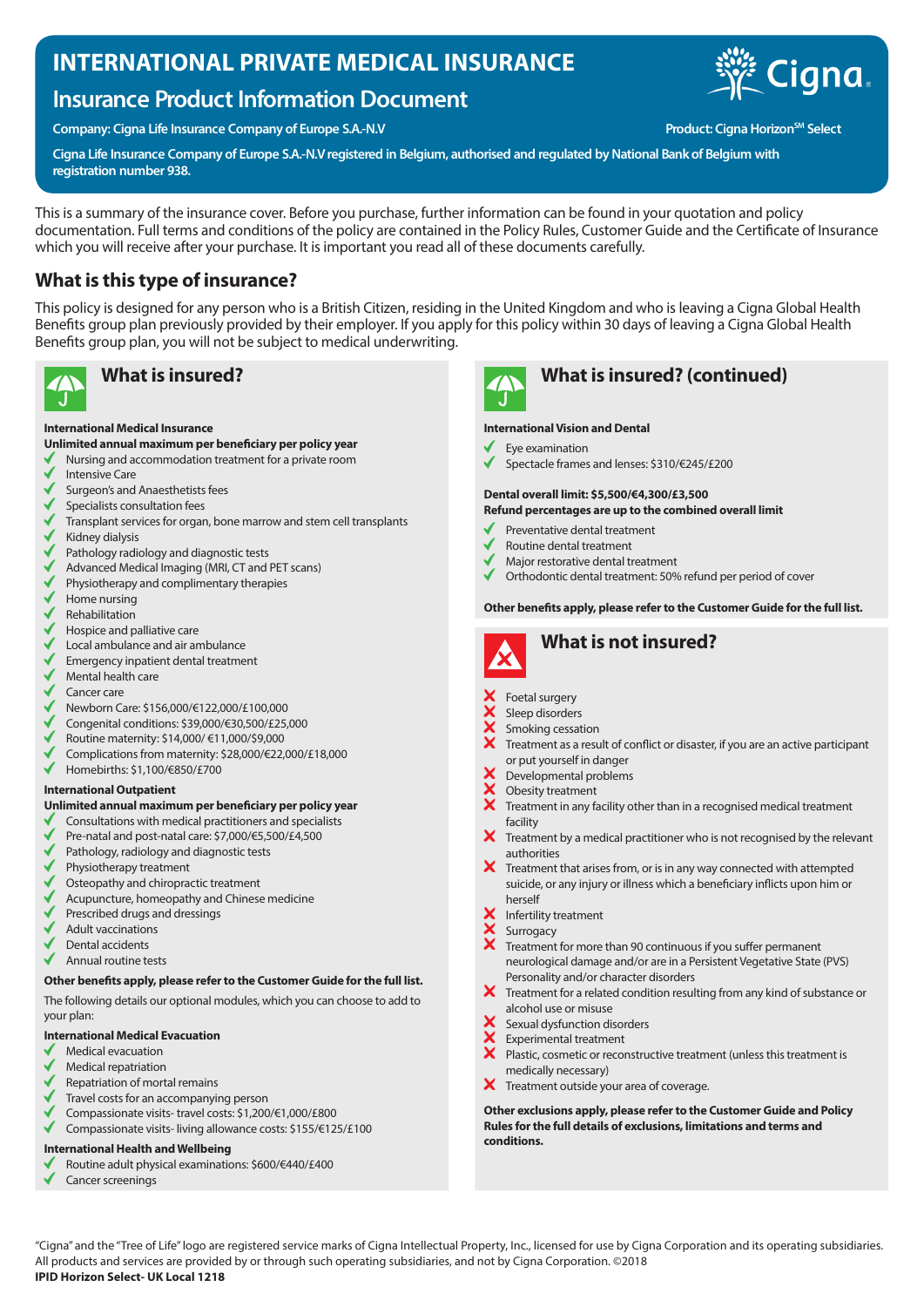# INTERNATIONAL PRIVATE MEDICAL INSURANCE

## Insurance Product Information Document

**Company: Cigna Life Insurance Company of Europe S.A.-N.V**

**Product: Cigna Horizon℠ Select**

**Cigna Life Insurance Company of Europe S.A.-N.V registered in Belgium, authorised and regulated by National Bank of Belgium with registration number 938.**

This is a summary of the insurance cover. Before you purchase, further information can be found in your quotation and policy documentation. Full terms and conditions of the policy are contained in the Policy Rules, Customer Guide and the Certificate of Insurance which you will receive after your purchase. It is important you read all of these documents carefully.

## What is this type of insurance?

This policy is designed for any person who is a British Citizen, residing in the United Kingdom and who is leaving a Cigna Global Health Benefits group plan previously provided by their employer. If you apply for this policy within 30 days of leaving a Cigna Global Health Benefits group plan, you will not be subject to medical underwriting.

## What is insured?

**International Medical Insurance**

**Unlimited annual maximum per beneficiary per policy year**

- ✓ Nursing and accommodation treatment for a private room
- ✓ Intensive Care
- ✓ Surgeon's and Anaesthetists fees
- ✓ Specialists consultation fees
- ✓ Transplant services for organ, bone marrow and stem cell transplants
- ✓ Kidney dialysis
- ✓ Pathology radiology and diagnostic tests
- ✓ Advanced Medical Imaging (MRI, CT and PET scans)
- ✓ Physiotherapy and complimentary therapies
- ✓ Home nursing
- ✓ Rehabilitation
- ✓ Hospice and palliative care
- ✓ Local ambulance and air ambulance
- ✓ Emergency inpatient dental treatment
- ✓ Mental health care
- ✓ Cancer care
- ✓ Newborn Care: $156,000/€122,000/£100,000
- ✓ Congenital conditions: $39,000/€30,500/£25,000
- ✓ Routine maternity: $14,000/ €11,000/$9,000
- ✓ Complications from maternity: $28,000/€22,000/£18,000
- ✓ Homebirths: $1,100/€850/£700

**International Outpatient**

**Unlimited annual maximum per beneficiary per policy year**

- ✓ Consultations with medical practitioners and specialists
- ✓ Pre-natal and post-natal care: $7,000/€5,500/£4,500
- ✓ Pathology, radiology and diagnostic tests
- ✓ Physiotherapy treatment
- ✓ Osteopathy and chiropractic treatment
- ✓ Acupuncture, homeopathy and Chinese medicine
- ✓ Prescribed drugs and dressings
- ✓ Adult vaccinations
- ✓ Dental accidents
- ✓ Annual routine tests

**Other benefits apply, please refer to the Customer Guide for the full list.**

The following details our optional modules, which you can choose to add to your plan:

**International Medical Evacuation**

- ✓ Medical evacuation
- ✓ Medical repatriation
- ✓ Repatriation of mortal remains
- ✓ Travel costs for an accompanying person
- ✓ Compassionate visits- travel costs: $1,200/€1,000/£800
- ✓ Compassionate visits- living allowance costs: $155/€125/£100

**International Health and Wellbeing**

- ✓ Routine adult physical examinations: $600/€440/£400
- ✓ Cancer screenings

## What is insured? (continued)

**International Vision and Dental**

- ✓ Eye examination
- ✓ Spectacle frames and lenses: $310/€245/£200

**Dental overall limit: $5,500/€4,300/£3,500**
**Refund percentages are up to the combined overall limit**

- ✓ Preventative dental treatment
- ✓ Routine dental treatment
- ✓ Major restorative dental treatment
- ✓ Orthodontic dental treatment: 50% refund per period of cover

**Other benefits apply, please refer to the Customer Guide for the full list.**

## What is not insured?

- ✗ Foetal surgery
- ✗ Sleep disorders
- ✗ Smoking cessation
- ✗ Treatment as a result of conflict or disaster, if you are an active participant or put yourself in danger
- ✗ Developmental problems
- ✗ Obesity treatment
- ✗ Treatment in any facility other than in a recognised medical treatment facility
- ✗ Treatment by a medical practitioner who is not recognised by the relevant authorities
- ✗ Treatment that arises from, or is in any way connected with attempted suicide, or any injury or illness which a beneficiary inflicts upon him or herself
- ✗ Infertility treatment
- ✗ Surrogacy
- ✗ Treatment for more than 90 continuous if you suffer permanent neurological damage and/or are in a Persistent Vegetative State (PVS) Personality and/or character disorders
- ✗ Treatment for a related condition resulting from any kind of substance or alcohol use or misuse
- ✗ Sexual dysfunction disorders
- ✗ Experimental treatment
- ✗ Plastic, cosmetic or reconstructive treatment (unless this treatment is medically necessary)
- ✗ Treatment outside your area of coverage.

**Other exclusions apply, please refer to the Customer Guide and Policy Rules for the full details of exclusions, limitations and terms and conditions.**

"Cigna" and the "Tree of Life" logo are registered service marks of Cigna Intellectual Property, Inc., licensed for use by Cigna Corporation and its operating subsidiaries. All products and services are provided by or through such operating subsidiaries, and not by Cigna Corporation. ©2018

**IPID Horizon Select- UK Local 1218**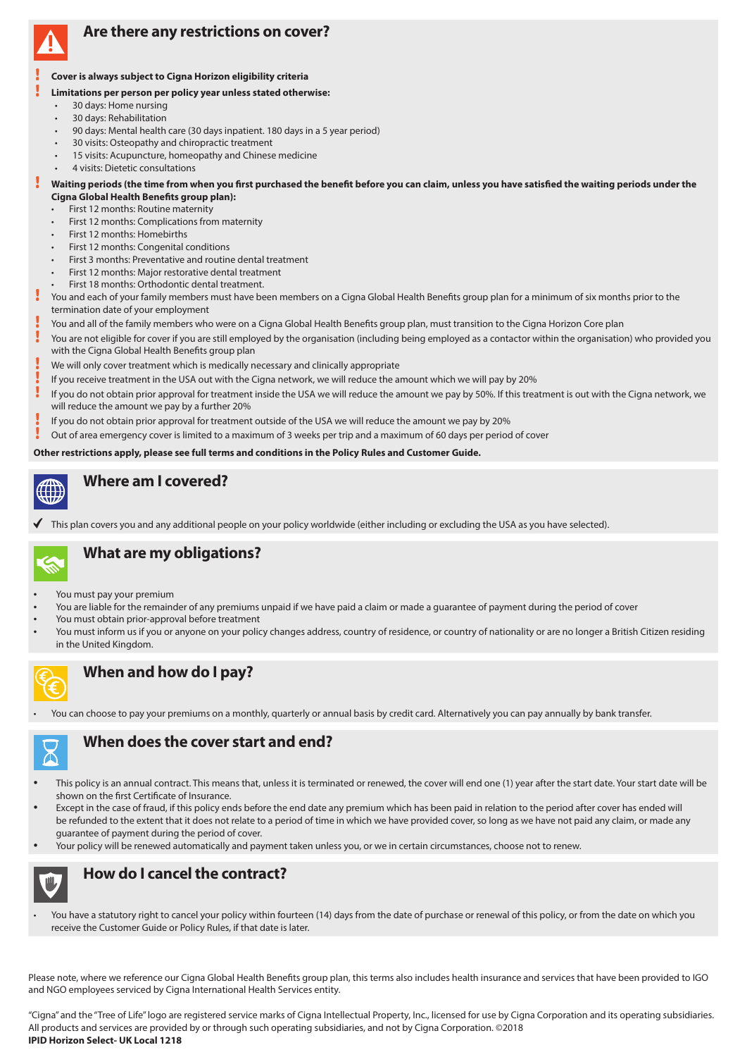## Are there any restrictions on cover?

- **Cover is always subject to Cigna Horizon eligibility criteria**
- **Limitations per person per policy year unless stated otherwise:**
  - 30 days: Home nursing
  - 30 days: Rehabilitation
  - 90 days: Mental health care (30 days inpatient. 180 days in a 5 year period)
  - 30 visits: Osteopathy and chiropractic treatment
  - 15 visits: Acupuncture, homeopathy and Chinese medicine
  - 4 visits: Dietetic consultations
- **Waiting periods (the time from when you first purchased the benefit before you can claim, unless you have satisfied the waiting periods under the Cigna Global Health Benefits group plan):**
  - First 12 months: Routine maternity
  - First 12 months: Complications from maternity
  - First 12 months: Homebirths
  - First 12 months: Congenital conditions
  - First 3 months: Preventative and routine dental treatment
  - First 12 months: Major restorative dental treatment
  - First 18 months: Orthodontic dental treatment.
- You and each of your family members must have been members on a Cigna Global Health Benefits group plan for a minimum of six months prior to the termination date of your employment
- You and all of the family members who were on a Cigna Global Health Benefits group plan, must transition to the Cigna Horizon Core plan
- You are not eligible for cover if you are still employed by the organisation (including being employed as a contactor within the organisation) who provided you with the Cigna Global Health Benefits group plan
- We will only cover treatment which is medically necessary and clinically appropriate
- If you receive treatment in the USA out with the Cigna network, we will reduce the amount which we will pay by 20%
- If you do not obtain prior approval for treatment inside the USA we will reduce the amount we pay by 50%. If this treatment is out with the Cigna network, we will reduce the amount we pay by a further 20%
- If you do not obtain prior approval for treatment outside of the USA we will reduce the amount we pay by 20%
- Out of area emergency cover is limited to a maximum of 3 weeks per trip and a maximum of 60 days per period of cover

**Other restrictions apply, please see full terms and conditions in the Policy Rules and Customer Guide.**

## Where am I covered?

✓ This plan covers you and any additional people on your policy worldwide (either including or excluding the USA as you have selected).

## What are my obligations?

- You must pay your premium
- You are liable for the remainder of any premiums unpaid if we have paid a claim or made a guarantee of payment during the period of cover
- You must obtain prior-approval before treatment
- You must inform us if you or anyone on your policy changes address, country of residence, or country of nationality or are no longer a British Citizen residing in the United Kingdom.

## When and how do I pay?

- You can choose to pay your premiums on a monthly, quarterly or annual basis by credit card. Alternatively you can pay annually by bank transfer.

## When does the cover start and end?

- This policy is an annual contract. This means that, unless it is terminated or renewed, the cover will end one (1) year after the start date. Your start date will be shown on the first Certificate of Insurance.
- Except in the case of fraud, if this policy ends before the end date any premium which has been paid in relation to the period after cover has ended will be refunded to the extent that it does not relate to a period of time in which we have provided cover, so long as we have not paid any claim, or made any guarantee of payment during the period of cover.
- Your policy will be renewed automatically and payment taken unless you, or we in certain circumstances, choose not to renew.

## How do I cancel the contract?

- You have a statutory right to cancel your policy within fourteen (14) days from the date of purchase or renewal of this policy, or from the date on which you receive the Customer Guide or Policy Rules, if that date is later.

Please note, where we reference our Cigna Global Health Benefits group plan, this terms also includes health insurance and services that have been provided to IGO and NGO employees serviced by Cigna International Health Services entity.

"Cigna" and the "Tree of Life" logo are registered service marks of Cigna Intellectual Property, Inc., licensed for use by Cigna Corporation and its operating subsidiaries. All products and services are provided by or through such operating subsidiaries, and not by Cigna Corporation. ©2018

**IPID Horizon Select- UK Local 1218**